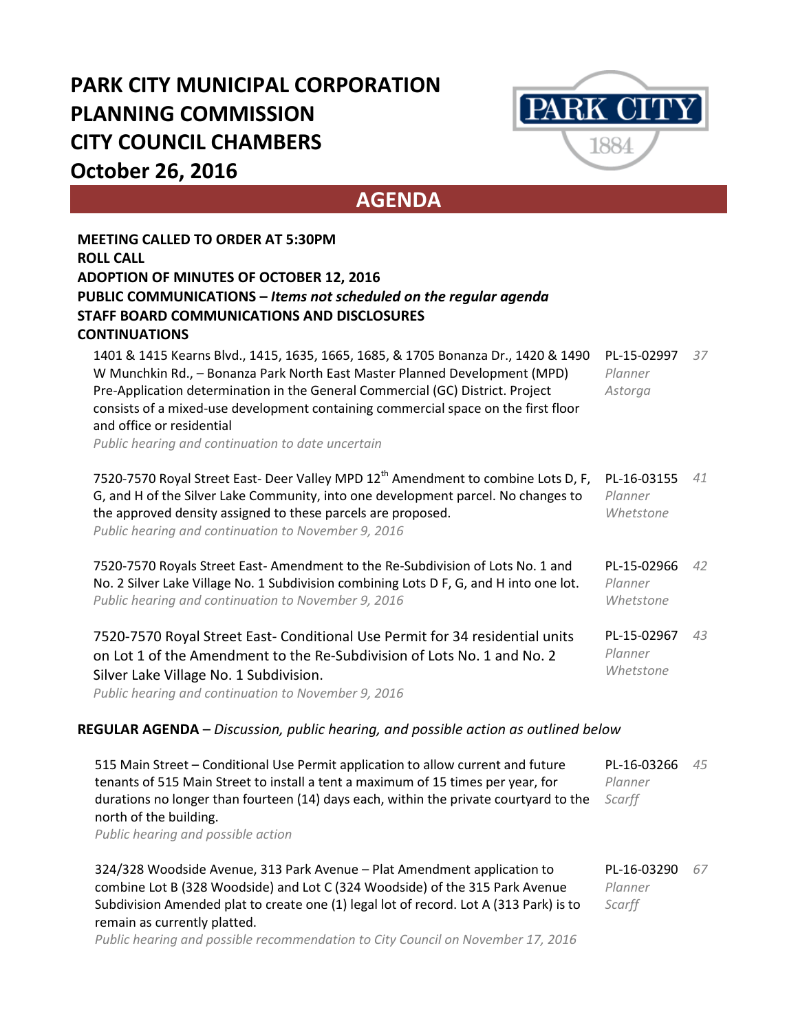# PARK CITY MUNICIPAL CORPORATION
# PLANNING COMMISSION
# CITY COUNCIL CHAMBERS
# October 26, 2016

## AGENDA

**MEETING CALLED TO ORDER AT 5:30PM**
**ROLL CALL**
**ADOPTION OF MINUTES OF OCTOBER 12, 2016**
**PUBLIC COMMUNICATIONS –** ***Items not scheduled on the regular agenda***
**STAFF BOARD COMMUNICATIONS AND DISCLOSURES**
**CONTINUATIONS**

| Item | Application / Planner | Page |
|---|---|---|
| 1401 & 1415 Kearns Blvd., 1415, 1635, 1665, 1685, & 1705 Bonanza Dr., 1420 & 1490 W Munchkin Rd., – Bonanza Park North East Master Planned Development (MPD) Pre-Application determination in the General Commercial (GC) District. Project consists of a mixed-use development containing commercial space on the first floor and office or residential<br>*Public hearing and continuation to date uncertain* | PL-15-02997 *Planner Astorga* | *37* |
| 7520-7570 Royal Street East- Deer Valley MPD 12th Amendment to combine Lots D, F, G, and H of the Silver Lake Community, into one development parcel. No changes to the approved density assigned to these parcels are proposed.<br>*Public hearing and continuation to November 9, 2016* | PL-16-03155 *Planner Whetstone* | *41* |
| 7520-7570 Royals Street East- Amendment to the Re-Subdivision of Lots No. 1 and No. 2 Silver Lake Village No. 1 Subdivision combining Lots D F, G, and H into one lot.<br>*Public hearing and continuation to November 9, 2016* | PL-15-02966 *Planner Whetstone* | *42* |
| 7520-7570 Royal Street East- Conditional Use Permit for 34 residential units on Lot 1 of the Amendment to the Re-Subdivision of Lots No. 1 and No. 2 Silver Lake Village No. 1 Subdivision.<br>*Public hearing and continuation to November 9, 2016* | PL-15-02967 *Planner Whetstone* | *43* |

**REGULAR AGENDA** – *Discussion, public hearing, and possible action as outlined below*

| Item | Application / Planner | Page |
|---|---|---|
| 515 Main Street – Conditional Use Permit application to allow current and future tenants of 515 Main Street to install a tent a maximum of 15 times per year, for durations no longer than fourteen (14) days each, within the private courtyard to the north of the building.<br>*Public hearing and possible action* | PL-16-03266 *Planner Scarff* | *45* |
| 324/328 Woodside Avenue, 313 Park Avenue – Plat Amendment application to combine Lot B (328 Woodside) and Lot C (324 Woodside) of the 315 Park Avenue Subdivision Amended plat to create one (1) legal lot of record. Lot A (313 Park) is to remain as currently platted.<br>*Public hearing and possible recommendation to City Council on November 17, 2016* | PL-16-03290 *Planner Scarff* | *67* |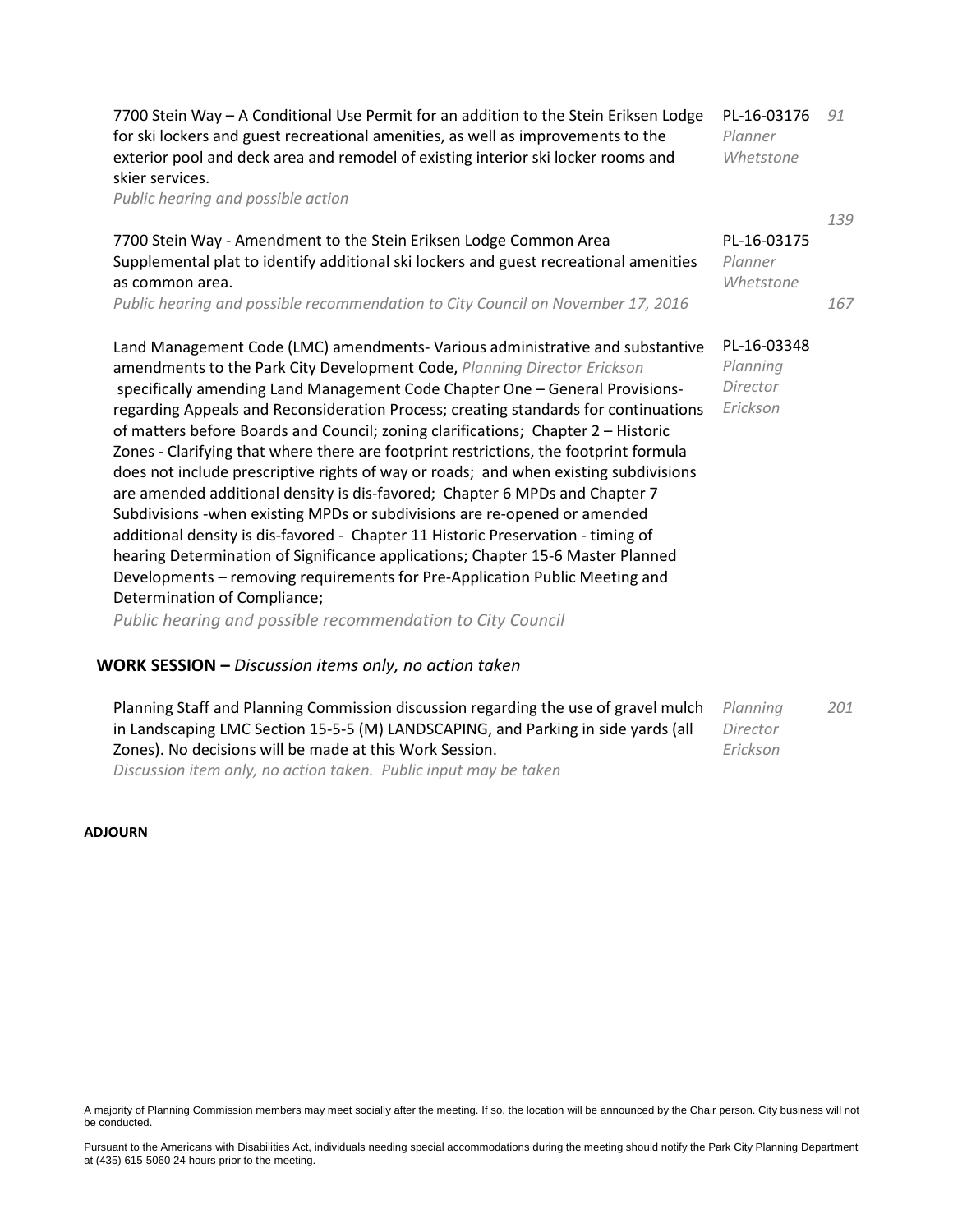7700 Stein Way – A Conditional Use Permit for an addition to the Stein Eriksen Lodge for ski lockers and guest recreational amenities, as well as improvements to the exterior pool and deck area and remodel of existing interior ski locker rooms and skier services. PL-16-03176 *Planner Whetstone* *91*
*Public hearing and possible action*

*139*

7700 Stein Way - Amendment to the Stein Eriksen Lodge Common Area Supplemental plat to identify additional ski lockers and guest recreational amenities as common area. PL-16-03175 *Planner Whetstone*
*Public hearing and possible recommendation to City Council on November 17, 2016* *167*

Land Management Code (LMC) amendments- Various administrative and substantive amendments to the Park City Development Code, *Planning Director Erickson* specifically amending Land Management Code Chapter One – General Provisions- regarding Appeals and Reconsideration Process; creating standards for continuations of matters before Boards and Council; zoning clarifications; Chapter 2 – Historic Zones - Clarifying that where there are footprint restrictions, the footprint formula does not include prescriptive rights of way or roads; and when existing subdivisions are amended additional density is dis-favored; Chapter 6 MPDs and Chapter 7 Subdivisions -when existing MPDs or subdivisions are re-opened or amended additional density is dis-favored - Chapter 11 Historic Preservation - timing of hearing Determination of Significance applications; Chapter 15-6 Master Planned Developments – removing requirements for Pre-Application Public Meeting and Determination of Compliance; PL-16-03348 *Planning Director Erickson*
*Public hearing and possible recommendation to City Council*

**WORK SESSION –** *Discussion items only, no action taken*

Planning Staff and Planning Commission discussion regarding the use of gravel mulch in Landscaping LMC Section 15-5-5 (M) LANDSCAPING, and Parking in side yards (all Zones). No decisions will be made at this Work Session. *Planning Director Erickson* *201*
*Discussion item only, no action taken. Public input may be taken*

**ADJOURN**

A majority of Planning Commission members may meet socially after the meeting. If so, the location will be announced by the Chair person. City business will not be conducted.

Pursuant to the Americans with Disabilities Act, individuals needing special accommodations during the meeting should notify the Park City Planning Department at (435) 615-5060 24 hours prior to the meeting.